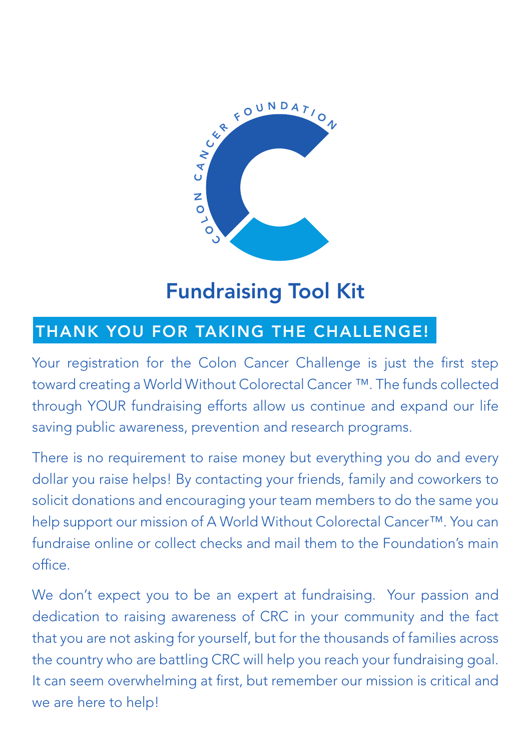COLON CANCER FOUNDATION

# Fundraising Tool Kit

## THANK YOU FOR TAKING THE CHALLENGE!

Your registration for the Colon Cancer Challenge is just the first step toward creating a World Without Colorectal Cancer ™. The funds collected through YOUR fundraising efforts allow us continue and expand our life saving public awareness, prevention and research programs.

There is no requirement to raise money but everything you do and every dollar you raise helps! By contacting your friends, family and coworkers to solicit donations and encouraging your team members to do the same you help support our mission of A World Without Colorectal Cancer™. You can fundraise online or collect checks and mail them to the Foundation's main office.

We don't expect you to be an expert at fundraising. Your passion and dedication to raising awareness of CRC in your community and the fact that you are not asking for yourself, but for the thousands of families across the country who are battling CRC will help you reach your fundraising goal. It can seem overwhelming at first, but remember our mission is critical and we are here to help!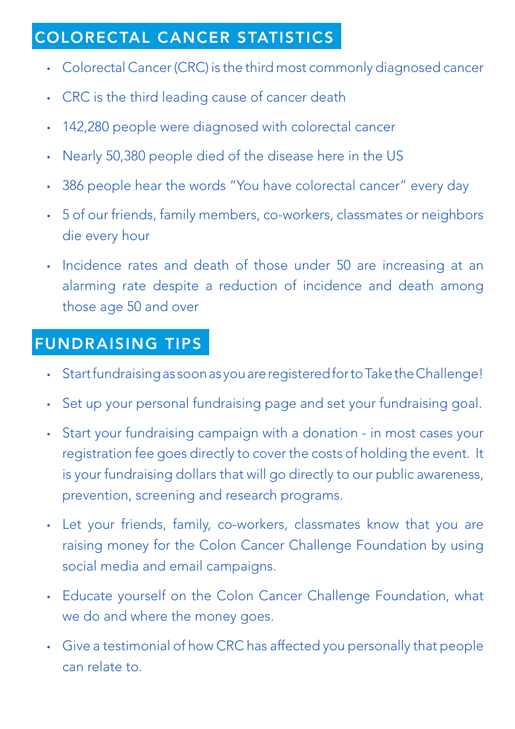## COLORECTAL CANCER STATISTICS

- Colorectal Cancer (CRC) is the third most commonly diagnosed cancer
- CRC is the third leading cause of cancer death
- 142,280 people were diagnosed with colorectal cancer
- Nearly 50,380 people died of the disease here in the US
- 386 people hear the words "You have colorectal cancer" every day
- 5 of our friends, family members, co-workers, classmates or neighbors die every hour
- Incidence rates and death of those under 50 are increasing at an alarming rate despite a reduction of incidence and death among those age 50 and over

## FUNDRAISING TIPS

- Start fundraising as soon as you are registered for to Take the Challenge!
- Set up your personal fundraising page and set your fundraising goal.
- Start your fundraising campaign with a donation - in most cases your registration fee goes directly to cover the costs of holding the event. It is your fundraising dollars that will go directly to our public awareness, prevention, screening and research programs.
- Let your friends, family, co-workers, classmates know that you are raising money for the Colon Cancer Challenge Foundation by using social media and email campaigns.
- Educate yourself on the Colon Cancer Challenge Foundation, what we do and where the money goes.
- Give a testimonial of how CRC has affected you personally that people can relate to.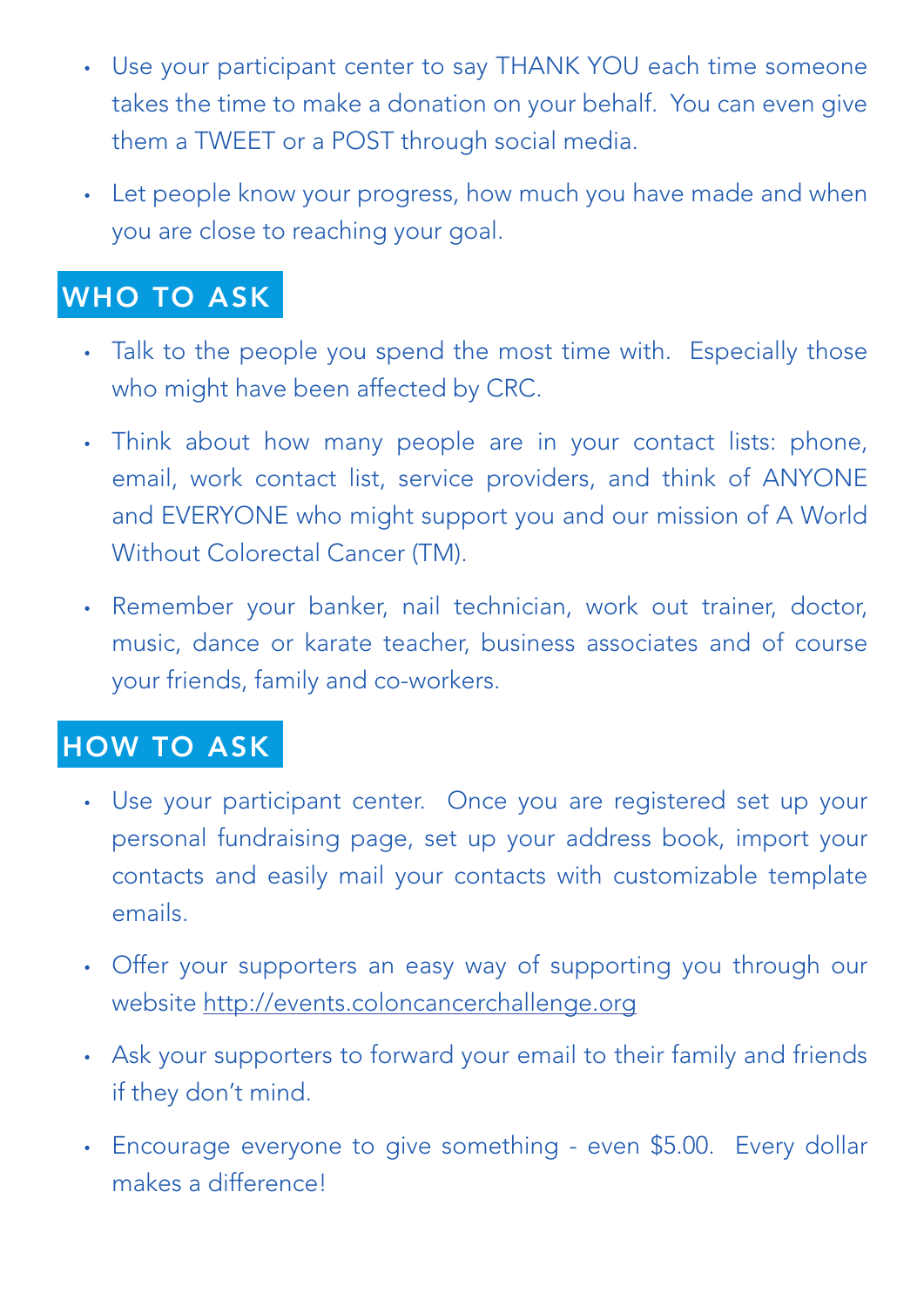- Use your participant center to say THANK YOU each time someone takes the time to make a donation on your behalf. You can even give them a TWEET or a POST through social media.
- Let people know your progress, how much you have made and when you are close to reaching your goal.

## WHO TO ASK

- Talk to the people you spend the most time with. Especially those who might have been affected by CRC.
- Think about how many people are in your contact lists: phone, email, work contact list, service providers, and think of ANYONE and EVERYONE who might support you and our mission of A World Without Colorectal Cancer (TM).
- Remember your banker, nail technician, work out trainer, doctor, music, dance or karate teacher, business associates and of course your friends, family and co-workers.

## HOW TO ASK

- Use your participant center. Once you are registered set up your personal fundraising page, set up your address book, import your contacts and easily mail your contacts with customizable template emails.
- Offer your supporters an easy way of supporting you through our website http://events.coloncancerchallenge.org
- Ask your supporters to forward your email to their family and friends if they don't mind.
- Encourage everyone to give something - even $5.00. Every dollar makes a difference!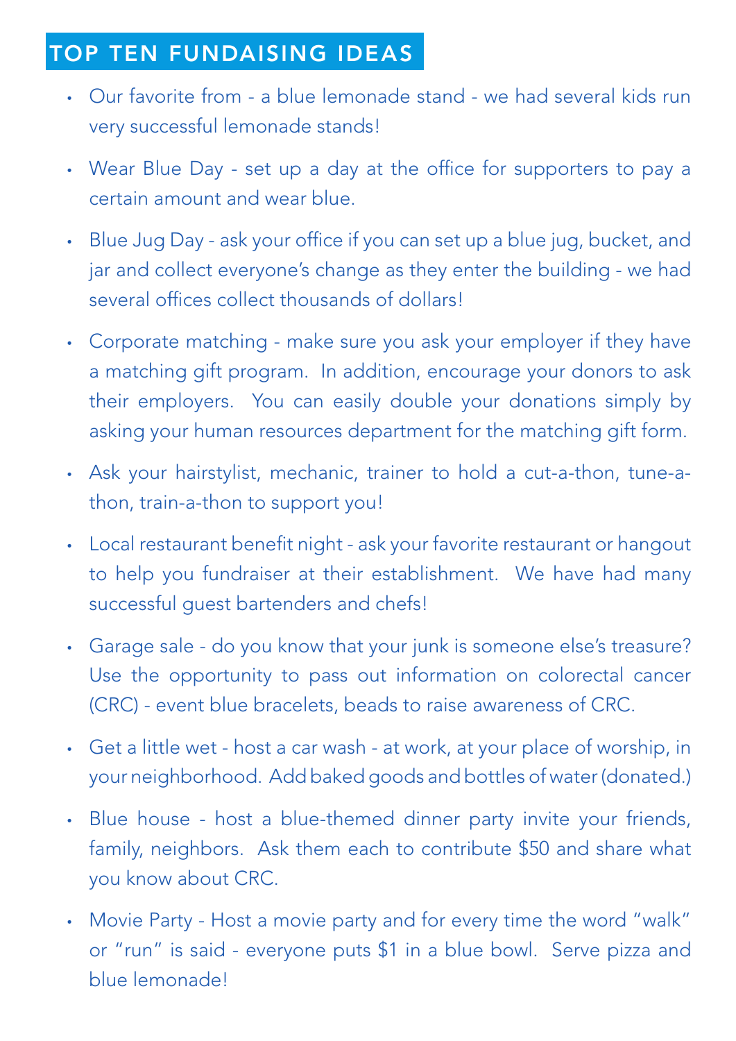## TOP TEN FUNDAISING IDEAS

- Our favorite from - a blue lemonade stand - we had several kids run very successful lemonade stands!
- Wear Blue Day - set up a day at the office for supporters to pay a certain amount and wear blue.
- Blue Jug Day - ask your office if you can set up a blue jug, bucket, and jar and collect everyone's change as they enter the building - we had several offices collect thousands of dollars!
- Corporate matching - make sure you ask your employer if they have a matching gift program. In addition, encourage your donors to ask their employers. You can easily double your donations simply by asking your human resources department for the matching gift form.
- Ask your hairstylist, mechanic, trainer to hold a cut-a-thon, tune-a-thon, train-a-thon to support you!
- Local restaurant benefit night - ask your favorite restaurant or hangout to help you fundraiser at their establishment. We have had many successful guest bartenders and chefs!
- Garage sale - do you know that your junk is someone else's treasure? Use the opportunity to pass out information on colorectal cancer (CRC) - event blue bracelets, beads to raise awareness of CRC.
- Get a little wet - host a car wash - at work, at your place of worship, in your neighborhood. Add baked goods and bottles of water (donated.)
- Blue house - host a blue-themed dinner party invite your friends, family, neighbors. Ask them each to contribute $50 and share what you know about CRC.
- Movie Party - Host a movie party and for every time the word "walk" or "run" is said - everyone puts $1 in a blue bowl. Serve pizza and blue lemonade!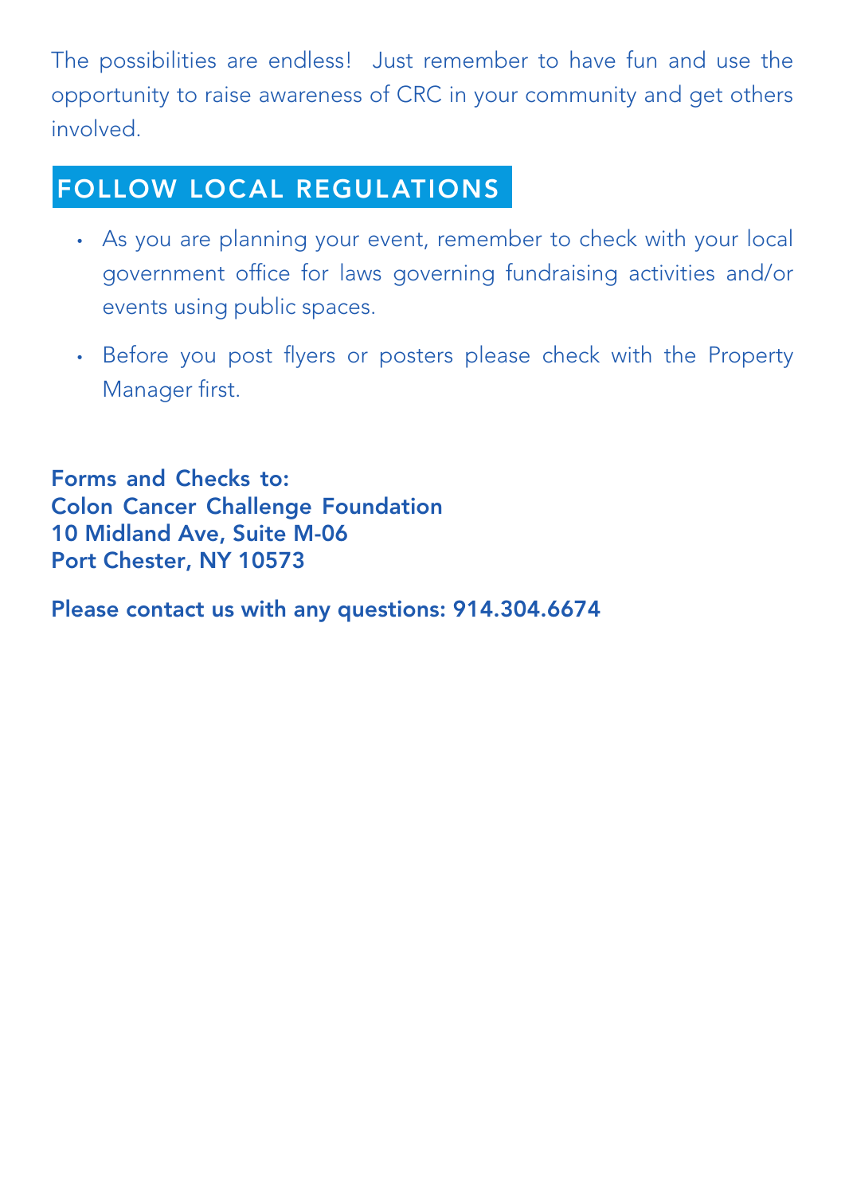The possibilities are endless!  Just remember to have fun and use the opportunity to raise awareness of CRC in your community and get others involved.

## FOLLOW LOCAL REGULATIONS

- As you are planning your event, remember to check with your local government office for laws governing fundraising activities and/or events using public spaces.
- Before you post flyers or posters please check with the Property Manager first.

**Forms and Checks to:**
**Colon Cancer Challenge Foundation**
**10 Midland Ave, Suite M-06**
**Port Chester, NY 10573**

**Please contact us with any questions: 914.304.6674**